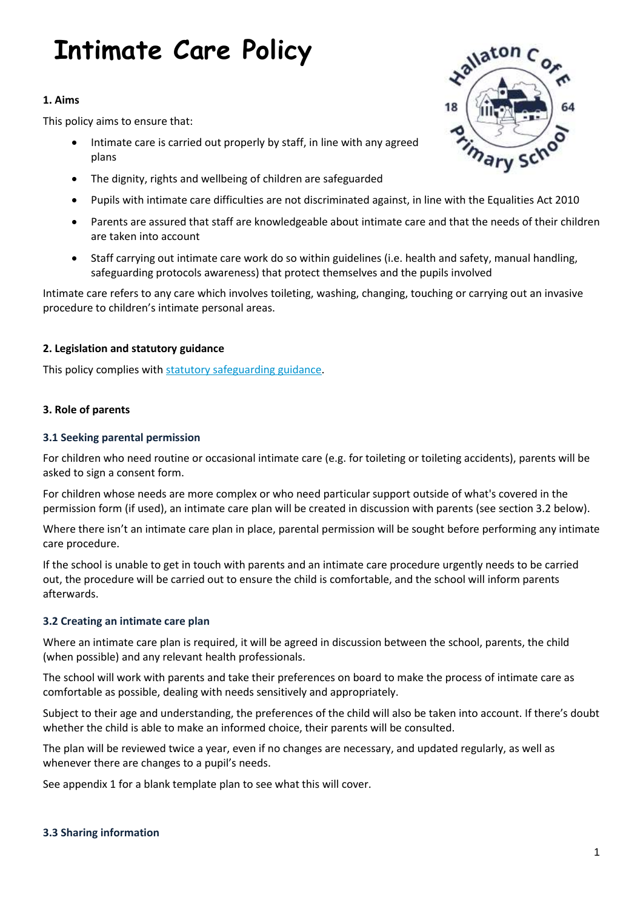# Intimate Care Policy

**1. Aims**

This policy aims to ensure that:

- Intimate care is carried out properly by staff, in line with any agreed plans
- The dignity, rights and wellbeing of children are safeguarded
- Pupils with intimate care difficulties are not discriminated against, in line with the Equalities Act 2010
- Parents are assured that staff are knowledgeable about intimate care and that the needs of their children are taken into account
- Staff carrying out intimate care work do so within guidelines (i.e. health and safety, manual handling, safeguarding protocols awareness) that protect themselves and the pupils involved

Intimate care refers to any care which involves toileting, washing, changing, touching or carrying out an invasive procedure to children's intimate personal areas.

**2. Legislation and statutory guidance**

This policy complies with [statutory safeguarding guidance](statutory safeguarding guidance).

**3. Role of parents**

### 3.1 Seeking parental permission

For children who need routine or occasional intimate care (e.g. for toileting or toileting accidents), parents will be asked to sign a consent form.

For children whose needs are more complex or who need particular support outside of what's covered in the permission form (if used), an intimate care plan will be created in discussion with parents (see section 3.2 below).

Where there isn't an intimate care plan in place, parental permission will be sought before performing any intimate care procedure.

If the school is unable to get in touch with parents and an intimate care procedure urgently needs to be carried out, the procedure will be carried out to ensure the child is comfortable, and the school will inform parents afterwards.

### 3.2 Creating an intimate care plan

Where an intimate care plan is required, it will be agreed in discussion between the school, parents, the child (when possible) and any relevant health professionals.

The school will work with parents and take their preferences on board to make the process of intimate care as comfortable as possible, dealing with needs sensitively and appropriately.

Subject to their age and understanding, the preferences of the child will also be taken into account. If there's doubt whether the child is able to make an informed choice, their parents will be consulted.

The plan will be reviewed twice a year, even if no changes are necessary, and updated regularly, as well as whenever there are changes to a pupil's needs.

See appendix 1 for a blank template plan to see what this will cover.

### 3.3 Sharing information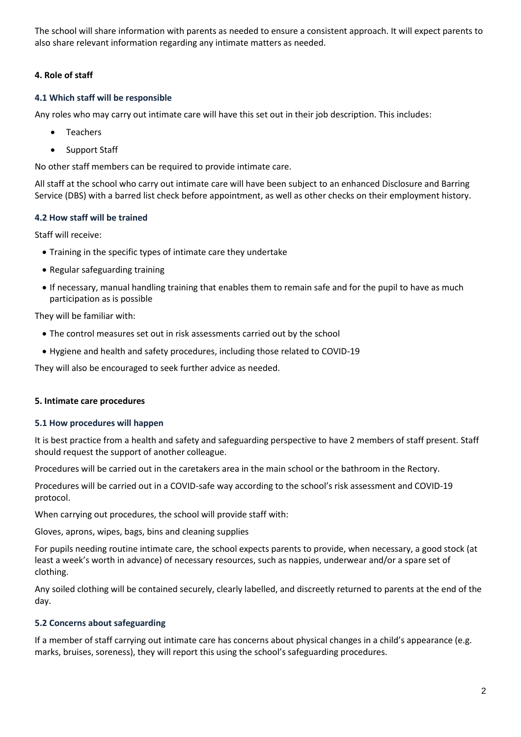The school will share information with parents as needed to ensure a consistent approach. It will expect parents to also share relevant information regarding any intimate matters as needed.

## 4. Role of staff

### 4.1 Which staff will be responsible

Any roles who may carry out intimate care will have this set out in their job description. This includes:

- Teachers
- Support Staff

No other staff members can be required to provide intimate care.

All staff at the school who carry out intimate care will have been subject to an enhanced Disclosure and Barring Service (DBS) with a barred list check before appointment, as well as other checks on their employment history.

### 4.2 How staff will be trained

Staff will receive:

- Training in the specific types of intimate care they undertake
- Regular safeguarding training
- If necessary, manual handling training that enables them to remain safe and for the pupil to have as much participation as is possible

They will be familiar with:

- The control measures set out in risk assessments carried out by the school
- Hygiene and health and safety procedures, including those related to COVID-19

They will also be encouraged to seek further advice as needed.

## 5. Intimate care procedures

### 5.1 How procedures will happen

It is best practice from a health and safety and safeguarding perspective to have 2 members of staff present. Staff should request the support of another colleague.

Procedures will be carried out in the caretakers area in the main school or the bathroom in the Rectory.

Procedures will be carried out in a COVID-safe way according to the school's risk assessment and COVID-19 protocol.

When carrying out procedures, the school will provide staff with:

Gloves, aprons, wipes, bags, bins and cleaning supplies

For pupils needing routine intimate care, the school expects parents to provide, when necessary, a good stock (at least a week's worth in advance) of necessary resources, such as nappies, underwear and/or a spare set of clothing.

Any soiled clothing will be contained securely, clearly labelled, and discreetly returned to parents at the end of the day.

### 5.2 Concerns about safeguarding

If a member of staff carrying out intimate care has concerns about physical changes in a child's appearance (e.g. marks, bruises, soreness), they will report this using the school's safeguarding procedures.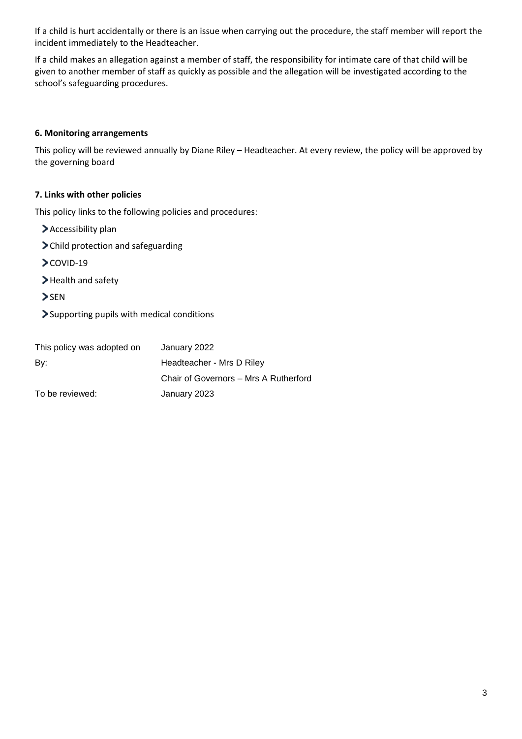If a child is hurt accidentally or there is an issue when carrying out the procedure, the staff member will report the incident immediately to the Headteacher.

If a child makes an allegation against a member of staff, the responsibility for intimate care of that child will be given to another member of staff as quickly as possible and the allegation will be investigated according to the school's safeguarding procedures.

**6. Monitoring arrangements**

This policy will be reviewed annually by Diane Riley – Headteacher. At every review, the policy will be approved by the governing board

**7. Links with other policies**

This policy links to the following policies and procedures:

- Accessibility plan
- Child protection and safeguarding
- COVID-19
- Health and safety
- SEN
- Supporting pupils with medical conditions

| | |
|---|---|
| This policy was adopted on | January 2022 |
| By: | Headteacher - Mrs D Riley |
| | Chair of Governors – Mrs A Rutherford |
| To be reviewed: | January 2023 |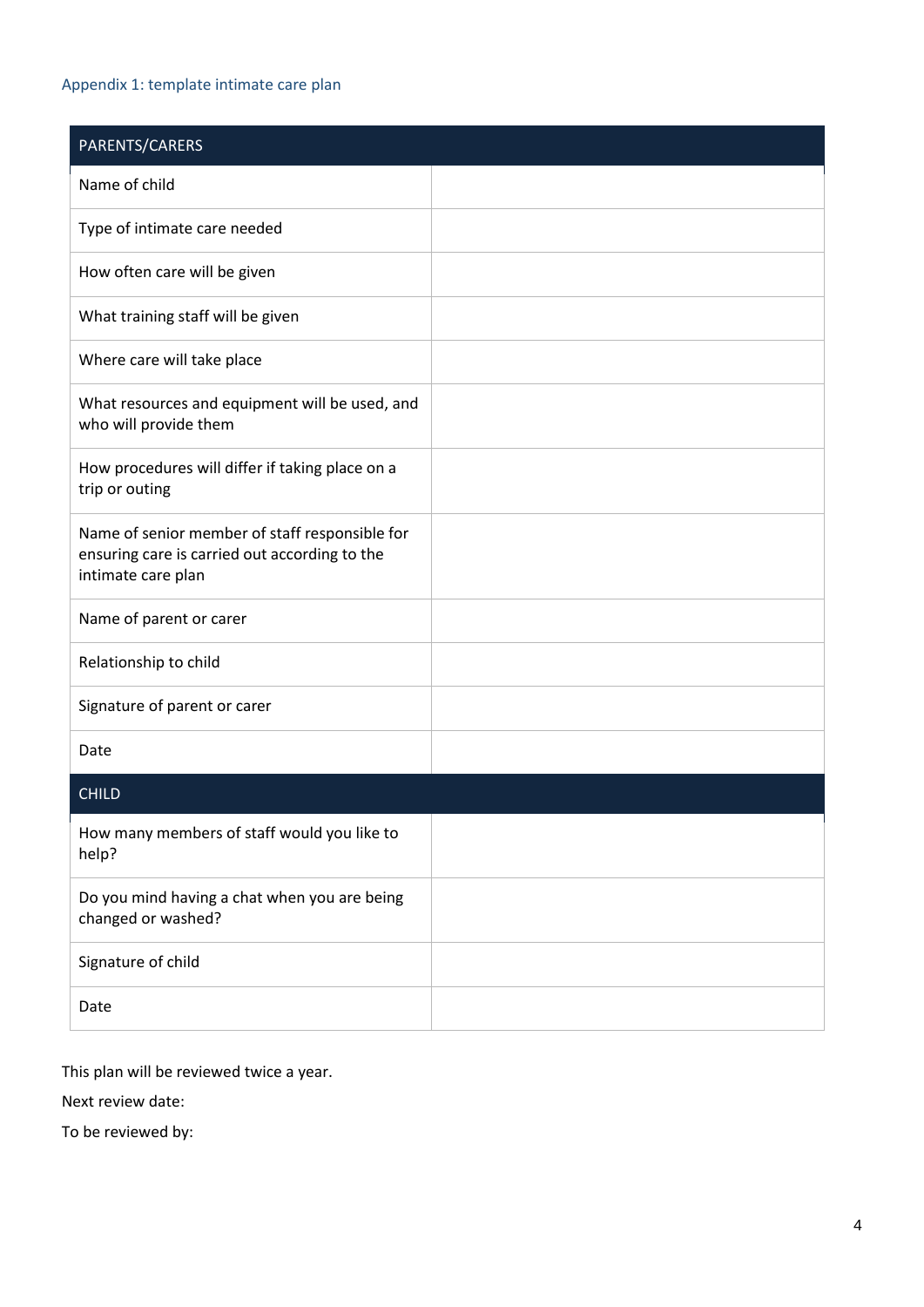## Appendix 1: template intimate care plan

| PARENTS/CARERS | |
|---|---|
| Name of child | |
| Type of intimate care needed | |
| How often care will be given | |
| What training staff will be given | |
| Where care will take place | |
| What resources and equipment will be used, and who will provide them | |
| How procedures will differ if taking place on a trip or outing | |
| Name of senior member of staff responsible for ensuring care is carried out according to the intimate care plan | |
| Name of parent or carer | |
| Relationship to child | |
| Signature of parent or carer | |
| Date | |
| **CHILD** | |
| How many members of staff would you like to help? | |
| Do you mind having a chat when you are being changed or washed? | |
| Signature of child | |
| Date | |

This plan will be reviewed twice a year.

Next review date:

To be reviewed by: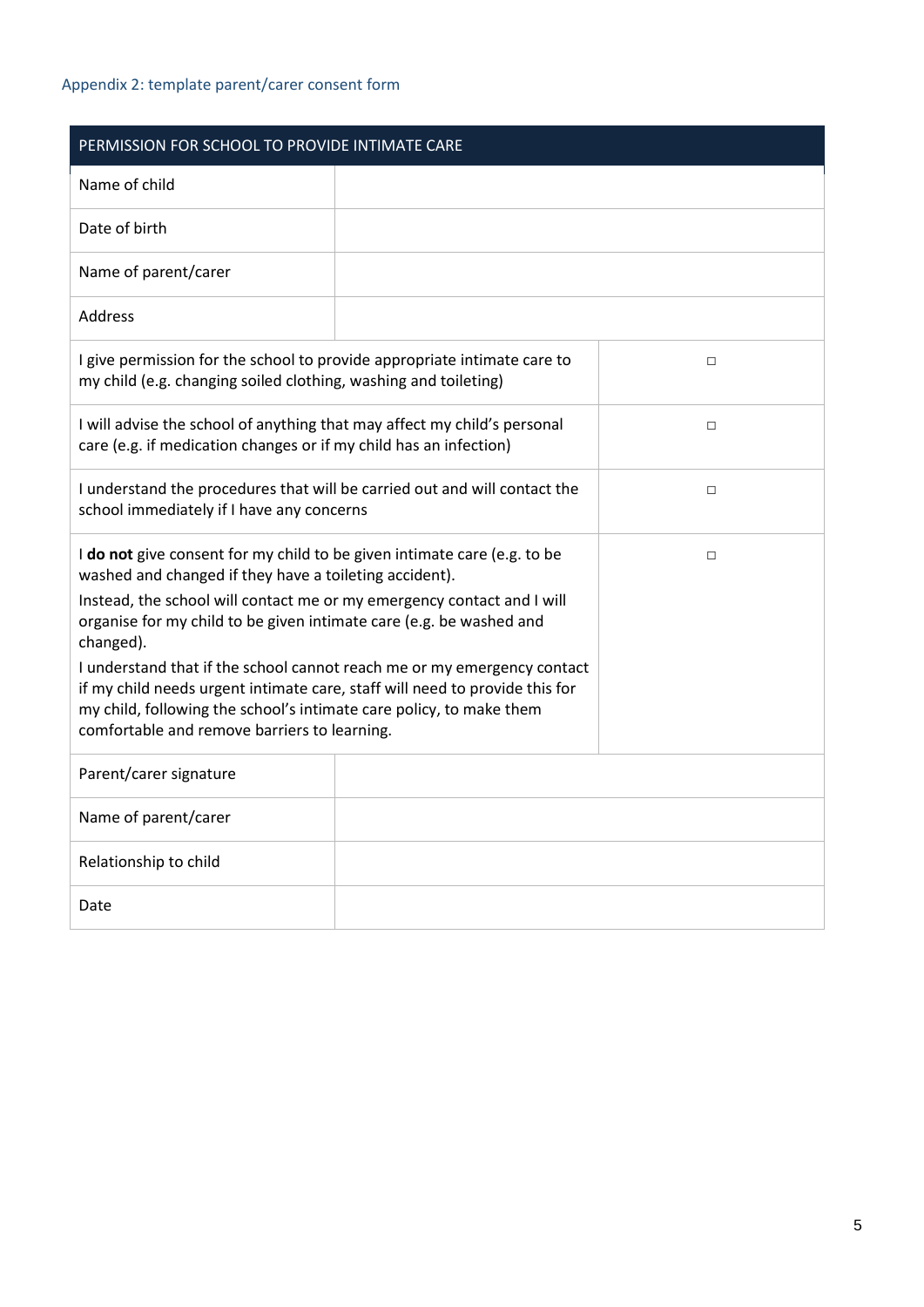Appendix 2: template parent/carer consent form

| PERMISSION FOR SCHOOL TO PROVIDE INTIMATE CARE | |
|---|---|
| Name of child | |
| Date of birth | |
| Name of parent/carer | |
| Address | |
| I give permission for the school to provide appropriate intimate care to my child (e.g. changing soiled clothing, washing and toileting) | □ |
| I will advise the school of anything that may affect my child's personal care (e.g. if medication changes or if my child has an infection) | □ |
| I understand the procedures that will be carried out and will contact the school immediately if I have any concerns | □ |
| I **do not** give consent for my child to be given intimate care (e.g. to be washed and changed if they have a toileting accident).<br>Instead, the school will contact me or my emergency contact and I will organise for my child to be given intimate care (e.g. be washed and changed).<br>I understand that if the school cannot reach me or my emergency contact if my child needs urgent intimate care, staff will need to provide this for my child, following the school's intimate care policy, to make them comfortable and remove barriers to learning. | □ |
| Parent/carer signature | |
| Name of parent/carer | |
| Relationship to child | |
| Date | |